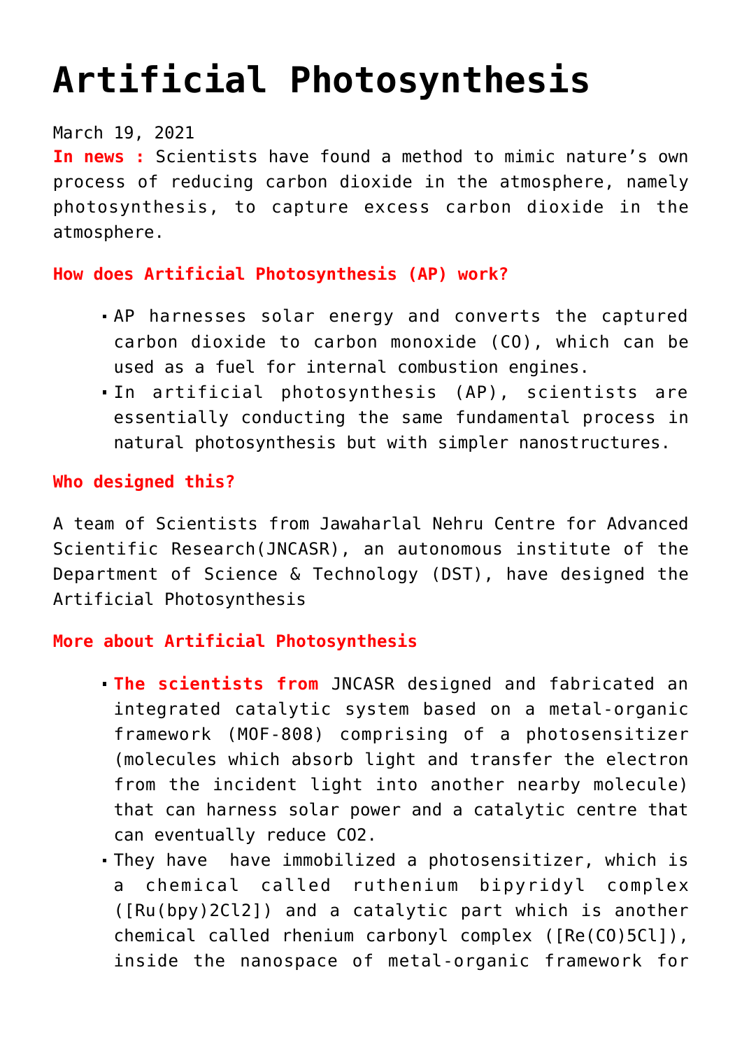# Artificial Photosynthesis

March 19, 2021

**In news :** Scientists have found a method to mimic nature's own process of reducing carbon dioxide in the atmosphere, namely photosynthesis, to capture excess carbon dioxide in the atmosphere.

**How does Artificial Photosynthesis (AP) work?**

- AP harnesses solar energy and converts the captured carbon dioxide to carbon monoxide (CO), which can be used as a fuel for internal combustion engines.
- In artificial photosynthesis (AP), scientists are essentially conducting the same fundamental process in natural photosynthesis but with simpler nanostructures.

**Who designed this?**

A team of Scientists from Jawaharlal Nehru Centre for Advanced Scientific Research(JNCASR), an autonomous institute of the Department of Science & Technology (DST), have designed the Artificial Photosynthesis

**More about Artificial Photosynthesis**

- **The scientists from** JNCASR designed and fabricated an integrated catalytic system based on a metal-organic framework (MOF-808) comprising of a photosensitizer (molecules which absorb light and transfer the electron from the incident light into another nearby molecule) that can harness solar power and a catalytic centre that can eventually reduce $CO_2$.
- They have have immobilized a photosensitizer, which is a chemical called ruthenium bipyridyl complex ([$Ru(bpy)_2Cl_2$]) and a catalytic part which is another chemical called rhenium carbonyl complex ([$Re(CO)_5Cl$]), inside the nanospace of metal-organic framework for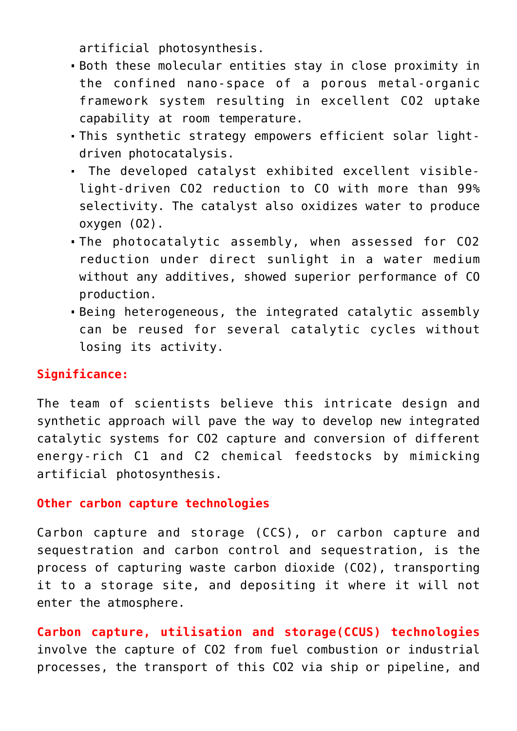artificial photosynthesis.

- Both these molecular entities stay in close proximity in the confined nano-space of a porous metal-organic framework system resulting in excellent $CO_2$ uptake capability at room temperature.
- This synthetic strategy empowers efficient solar light-driven photocatalysis.
- The developed catalyst exhibited excellent visible-light-driven $CO_2$ reduction to CO with more than 99% selectivity. The catalyst also oxidizes water to produce oxygen ($O_2$).
- The photocatalytic assembly, when assessed for $CO_2$ reduction under direct sunlight in a water medium without any additives, showed superior performance of CO production.
- Being heterogeneous, the integrated catalytic assembly can be reused for several catalytic cycles without losing its activity.

**Significance:**

The team of scientists believe this intricate design and synthetic approach will pave the way to develop new integrated catalytic systems for $CO_2$ capture and conversion of different energy-rich C1 and C2 chemical feedstocks by mimicking artificial photosynthesis.

**Other carbon capture technologies**

Carbon capture and storage (CCS), or carbon capture and sequestration and carbon control and sequestration, is the process of capturing waste carbon dioxide ($CO_2$), transporting it to a storage site, and depositing it where it will not enter the atmosphere.

**Carbon capture, utilisation and storage(CCUS) technologies** involve the capture of $CO_2$ from fuel combustion or industrial processes, the transport of this $CO_2$ via ship or pipeline, and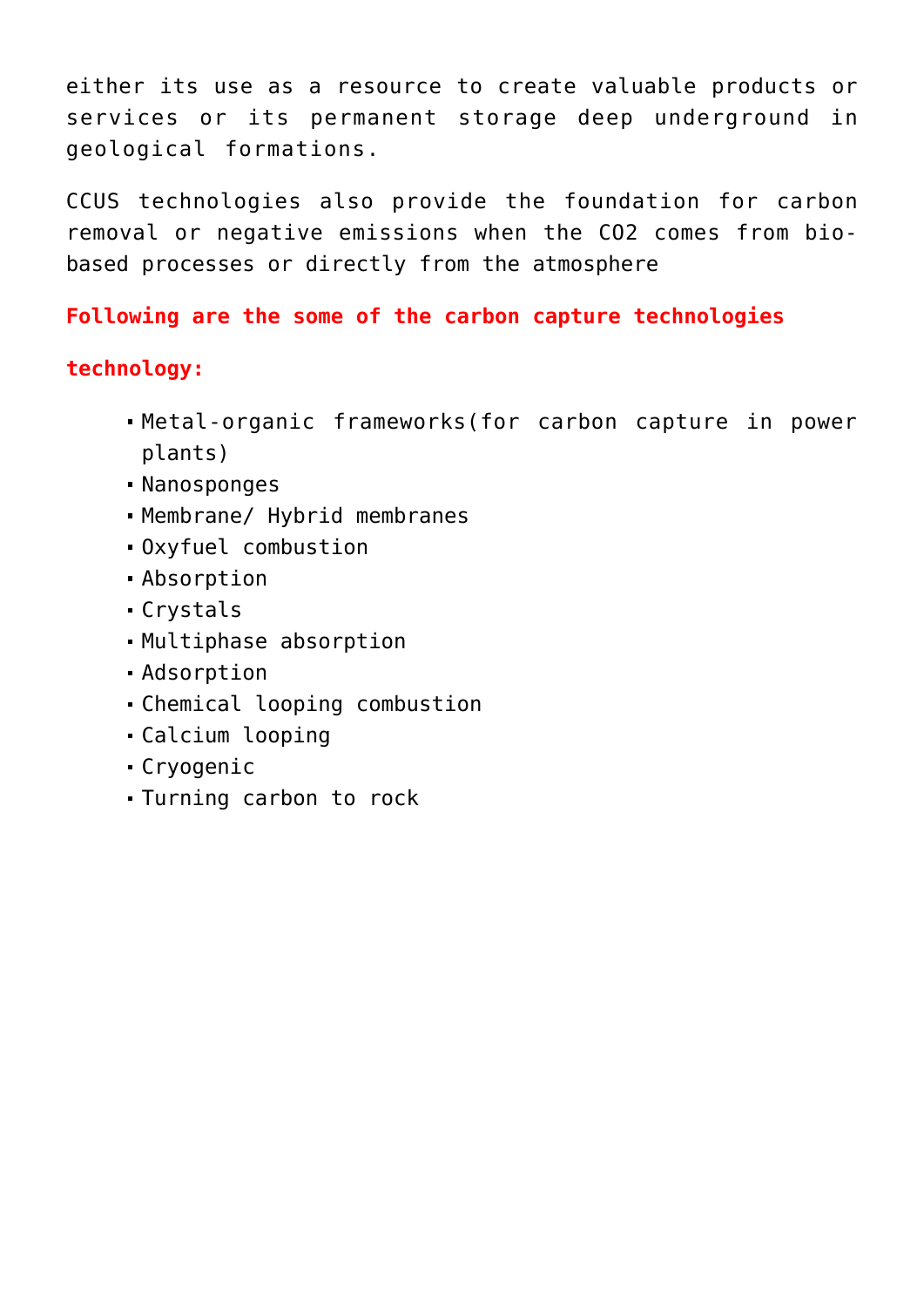either its use as a resource to create valuable products or services or its permanent storage deep underground in geological formations.

CCUS technologies also provide the foundation for carbon removal or negative emissions when the $CO_2$ comes from bio-based processes or directly from the atmosphere

**Following are the some of the carbon capture technologies**

**technology:**

- Metal-organic frameworks(for carbon capture in power plants)
- Nanosponges
- Membrane/ Hybrid membranes
- Oxyfuel combustion
- Absorption
- Crystals
- Multiphase absorption
- Adsorption
- Chemical looping combustion
- Calcium looping
- Cryogenic
- Turning carbon to rock